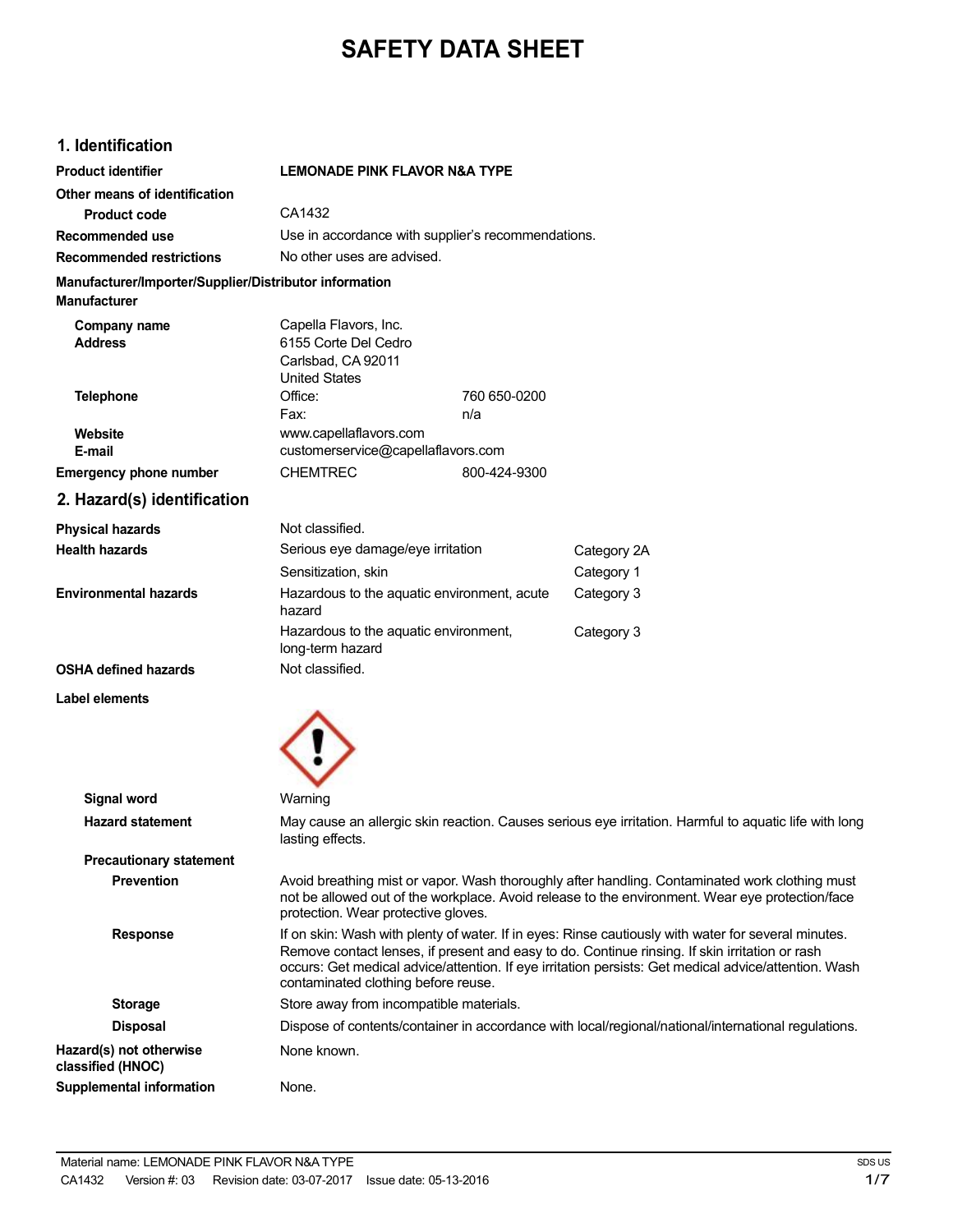# SAFETY DATA SHEET

## 1. Identification

**Product identifier** LEMONADE PINK FLAVOR N&A TYPE

**Other means of identification**

**Product code** CA1432

**Recommended use** Use in accordance with supplier's recommendations.

**Recommended restrictions** No other uses are advised.

**Manufacturer/Importer/Supplier/Distributor information**

**Manufacturer**

**Company name** Capella Flavors, Inc.

**Address** 6155 Corte Del Cedro
Carlsbad, CA 92011
United States

**Telephone** Office: 760 650-0200
Fax: n/a

**Website** www.capellaflavors.com

**E-mail** customerservice@capellaflavors.com

**Emergency phone number** CHEMTREC 800-424-9300

## 2. Hazard(s) identification

| | | |
|---|---|---|
| **Physical hazards** | Not classified. | |
| **Health hazards** | Serious eye damage/eye irritation | Category 2A |
| | Sensitization, skin | Category 1 |
| **Environmental hazards** | Hazardous to the aquatic environment, acute hazard | Category 3 |
| | Hazardous to the aquatic environment, long-term hazard | Category 3 |
| **OSHA defined hazards** | Not classified. | |

**Label elements**

**Signal word** Warning

**Hazard statement** May cause an allergic skin reaction. Causes serious eye irritation. Harmful to aquatic life with long lasting effects.

**Precautionary statement**

**Prevention** Avoid breathing mist or vapor. Wash thoroughly after handling. Contaminated work clothing must not be allowed out of the workplace. Avoid release to the environment. Wear eye protection/face protection. Wear protective gloves.

**Response** If on skin: Wash with plenty of water. If in eyes: Rinse cautiously with water for several minutes. Remove contact lenses, if present and easy to do. Continue rinsing. If skin irritation or rash occurs: Get medical advice/attention. If eye irritation persists: Get medical advice/attention. Wash contaminated clothing before reuse.

**Storage** Store away from incompatible materials.

**Disposal** Dispose of contents/container in accordance with local/regional/national/international regulations.

**Hazard(s) not otherwise classified (HNOC)** None known.

**Supplemental information** None.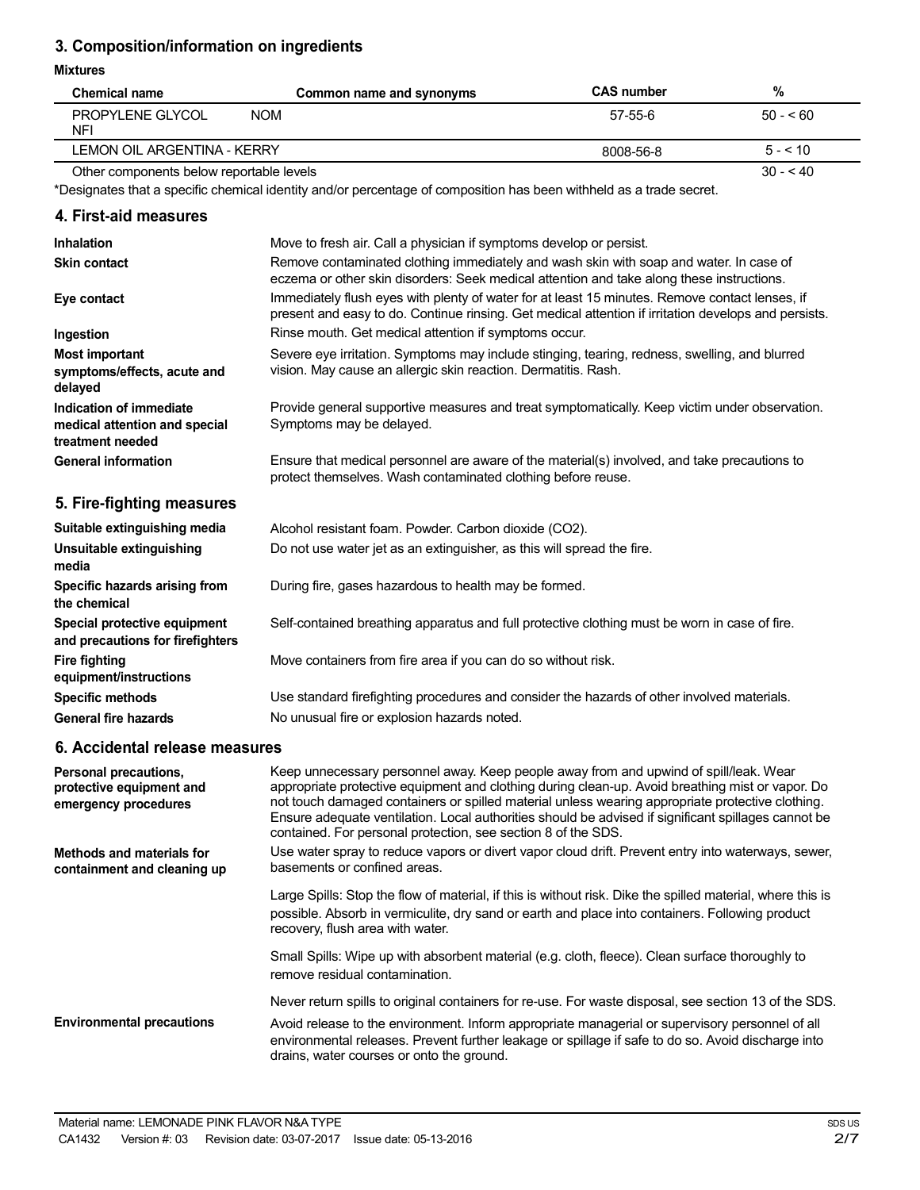## 3. Composition/information on ingredients

**Mixtures**

| Chemical name | Common name and synonyms | CAS number | % |
|---|---|---|---|
| PROPYLENE GLYCOL NFI | NOM | 57-55-6 | 50 - < 60 |
| LEMON OIL ARGENTINA - KERRY | | 8008-56-8 | 5 - < 10 |
| Other components below reportable levels | | | 30 - < 40 |

*Designates that a specific chemical identity and/or percentage of composition has been withheld as a trade secret.

## 4. First-aid measures

**Inhalation**
Move to fresh air. Call a physician if symptoms develop or persist.

**Skin contact**
Remove contaminated clothing immediately and wash skin with soap and water. In case of eczema or other skin disorders: Seek medical attention and take along these instructions.

**Eye contact**
Immediately flush eyes with plenty of water for at least 15 minutes. Remove contact lenses, if present and easy to do. Continue rinsing. Get medical attention if irritation develops and persists.

**Ingestion**
Rinse mouth. Get medical attention if symptoms occur.

**Most important symptoms/effects, acute and delayed**
Severe eye irritation. Symptoms may include stinging, tearing, redness, swelling, and blurred vision. May cause an allergic skin reaction. Dermatitis. Rash.

**Indication of immediate medical attention and special treatment needed**
Provide general supportive measures and treat symptomatically. Keep victim under observation. Symptoms may be delayed.

**General information**
Ensure that medical personnel are aware of the material(s) involved, and take precautions to protect themselves. Wash contaminated clothing before reuse.

## 5. Fire-fighting measures

**Suitable extinguishing media**
Alcohol resistant foam. Powder. Carbon dioxide ($CO_2$).

**Unsuitable extinguishing media**
Do not use water jet as an extinguisher, as this will spread the fire.

**Specific hazards arising from the chemical**
During fire, gases hazardous to health may be formed.

**Special protective equipment and precautions for firefighters**
Self-contained breathing apparatus and full protective clothing must be worn in case of fire.

**Fire fighting equipment/instructions**
Move containers from fire area if you can do so without risk.

**Specific methods**
Use standard firefighting procedures and consider the hazards of other involved materials.

**General fire hazards**
No unusual fire or explosion hazards noted.

## 6. Accidental release measures

**Personal precautions, protective equipment and emergency procedures**
Keep unnecessary personnel away. Keep people away from and upwind of spill/leak. Wear appropriate protective equipment and clothing during clean-up. Avoid breathing mist or vapor. Do not touch damaged containers or spilled material unless wearing appropriate protective clothing. Ensure adequate ventilation. Local authorities should be advised if significant spillages cannot be contained. For personal protection, see section 8 of the SDS.

**Methods and materials for containment and cleaning up**
Use water spray to reduce vapors or divert vapor cloud drift. Prevent entry into waterways, sewer, basements or confined areas.

Large Spills: Stop the flow of material, if this is without risk. Dike the spilled material, where this is possible. Absorb in vermiculite, dry sand or earth and place into containers. Following product recovery, flush area with water.

Small Spills: Wipe up with absorbent material (e.g. cloth, fleece). Clean surface thoroughly to remove residual contamination.

Never return spills to original containers for re-use. For waste disposal, see section 13 of the SDS.

**Environmental precautions**
Avoid release to the environment. Inform appropriate managerial or supervisory personnel of all environmental releases. Prevent further leakage or spillage if safe to do so. Avoid discharge into drains, water courses or onto the ground.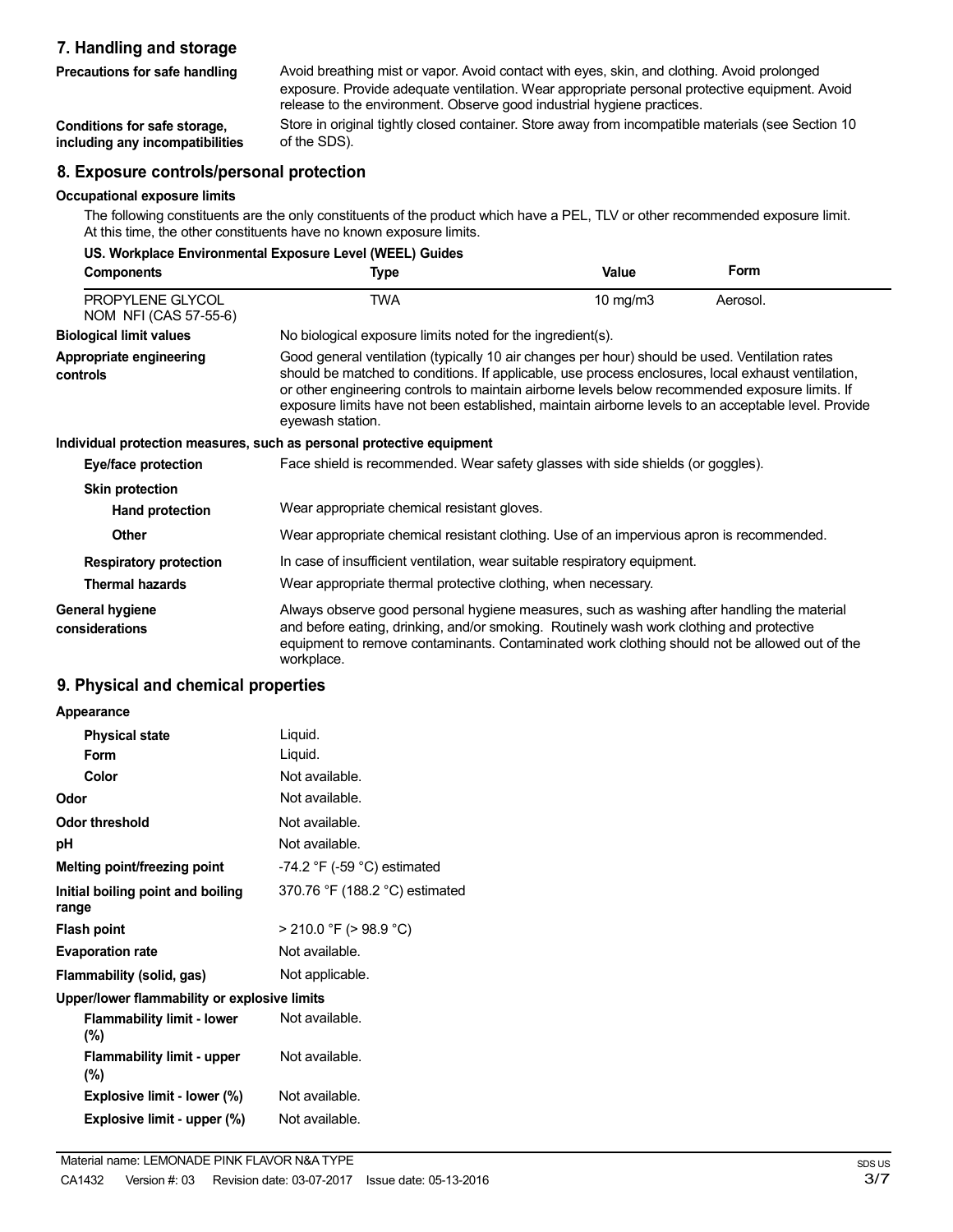## 7. Handling and storage

**Precautions for safe handling**
Avoid breathing mist or vapor. Avoid contact with eyes, skin, and clothing. Avoid prolonged exposure. Provide adequate ventilation. Wear appropriate personal protective equipment. Avoid release to the environment. Observe good industrial hygiene practices.

**Conditions for safe storage, including any incompatibilities**
Store in original tightly closed container. Store away from incompatible materials (see Section 10 of the SDS).

## 8. Exposure controls/personal protection

**Occupational exposure limits**

The following constituents are the only constituents of the product which have a PEL, TLV or other recommended exposure limit. At this time, the other constituents have no known exposure limits.

**US. Workplace Environmental Exposure Level (WEEL) Guides**

| Components | Type | Value | Form |
| --- | --- | --- | --- |
| PROPYLENE GLYCOL NOM NFI (CAS 57-55-6) | TWA | 10 mg/m3 | Aerosol. |

**Biological limit values**
No biological exposure limits noted for the ingredient(s).

**Appropriate engineering controls**
Good general ventilation (typically 10 air changes per hour) should be used. Ventilation rates should be matched to conditions. If applicable, use process enclosures, local exhaust ventilation, or other engineering controls to maintain airborne levels below recommended exposure limits. If exposure limits have not been established, maintain airborne levels to an acceptable level. Provide eyewash station.

**Individual protection measures, such as personal protective equipment**

**Eye/face protection**
Face shield is recommended. Wear safety glasses with side shields (or goggles).

**Skin protection**

**Hand protection**
Wear appropriate chemical resistant gloves.

**Other**
Wear appropriate chemical resistant clothing. Use of an impervious apron is recommended.

**Respiratory protection**
In case of insufficient ventilation, wear suitable respiratory equipment.

**Thermal hazards**
Wear appropriate thermal protective clothing, when necessary.

**General hygiene considerations**
Always observe good personal hygiene measures, such as washing after handling the material and before eating, drinking, and/or smoking. Routinely wash work clothing and protective equipment to remove contaminants. Contaminated work clothing should not be allowed out of the workplace.

## 9. Physical and chemical properties

**Appearance**

| | |
| --- | --- |
| **Physical state** | Liquid. |
| **Form** | Liquid. |
| **Color** | Not available. |
| **Odor** | Not available. |
| **Odor threshold** | Not available. |
| **pH** | Not available. |
| **Melting point/freezing point** | -74.2 °F (-59 °C) estimated |
| **Initial boiling point and boiling range** | 370.76 °F (188.2 °C) estimated |
| **Flash point** | > 210.0 °F (> 98.9 °C) |
| **Evaporation rate** | Not available. |
| **Flammability (solid, gas)** | Not applicable. |

**Upper/lower flammability or explosive limits**

| | |
| --- | --- |
| **Flammability limit - lower (%)** | Not available. |
| **Flammability limit - upper (%)** | Not available. |
| **Explosive limit - lower (%)** | Not available. |
| **Explosive limit - upper (%)** | Not available. |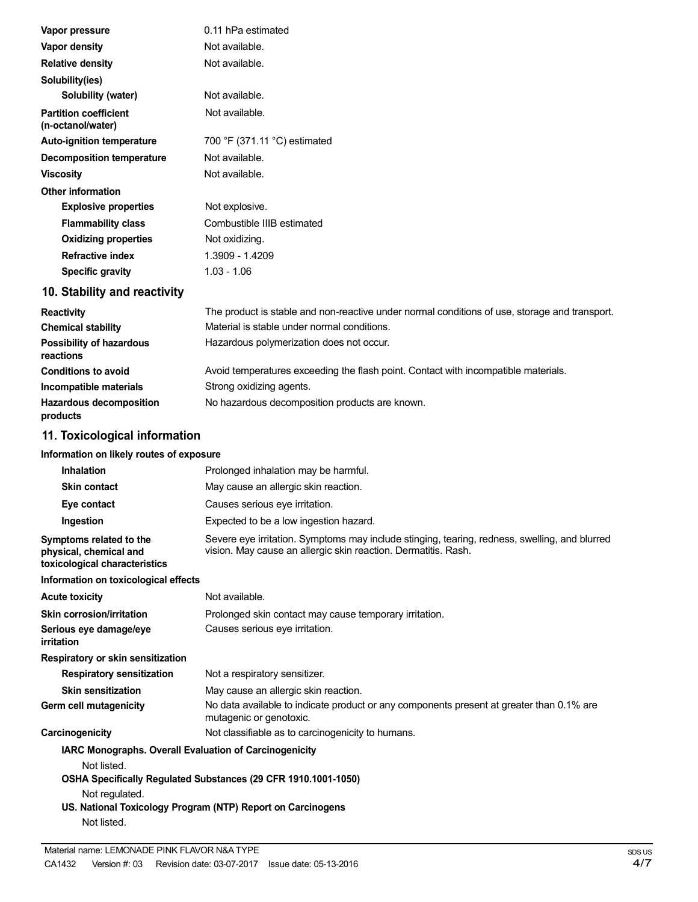| | |
|---|---|
| **Vapor pressure** | 0.11 hPa estimated |
| **Vapor density** | Not available. |
| **Relative density** | Not available. |
| **Solubility(ies)** | |
| **Solubility (water)** | Not available. |
| **Partition coefficient (n-octanol/water)** | Not available. |
| **Auto-ignition temperature** | 700 °F (371.11 °C) estimated |
| **Decomposition temperature** | Not available. |
| **Viscosity** | Not available. |
| **Other information** | |
| **Explosive properties** | Not explosive. |
| **Flammability class** | Combustible IIIB estimated |
| **Oxidizing properties** | Not oxidizing. |
| **Refractive index** | 1.3909 - 1.4209 |
| **Specific gravity** | 1.03 - 1.06 |

## 10. Stability and reactivity

| | |
|---|---|
| **Reactivity** | The product is stable and non-reactive under normal conditions of use, storage and transport. |
| **Chemical stability** | Material is stable under normal conditions. |
| **Possibility of hazardous reactions** | Hazardous polymerization does not occur. |
| **Conditions to avoid** | Avoid temperatures exceeding the flash point. Contact with incompatible materials. |
| **Incompatible materials** | Strong oxidizing agents. |
| **Hazardous decomposition products** | No hazardous decomposition products are known. |

## 11. Toxicological information

**Information on likely routes of exposure**

| | |
|---|---|
| **Inhalation** | Prolonged inhalation may be harmful. |
| **Skin contact** | May cause an allergic skin reaction. |
| **Eye contact** | Causes serious eye irritation. |
| **Ingestion** | Expected to be a low ingestion hazard. |
| **Symptoms related to the physical, chemical and toxicological characteristics** | Severe eye irritation. Symptoms may include stinging, tearing, redness, swelling, and blurred vision. May cause an allergic skin reaction. Dermatitis. Rash. |

**Information on toxicological effects**

| | |
|---|---|
| **Acute toxicity** | Not available. |
| **Skin corrosion/irritation** | Prolonged skin contact may cause temporary irritation. |
| **Serious eye damage/eye irritation** | Causes serious eye irritation. |
| **Respiratory or skin sensitization** | |
| **Respiratory sensitization** | Not a respiratory sensitizer. |
| **Skin sensitization** | May cause an allergic skin reaction. |
| **Germ cell mutagenicity** | No data available to indicate product or any components present at greater than 0.1% are mutagenic or genotoxic. |
| **Carcinogenicity** | Not classifiable as to carcinogenicity to humans. |

**IARC Monographs. Overall Evaluation of Carcinogenicity**

Not listed.

**OSHA Specifically Regulated Substances (29 CFR 1910.1001-1050)**

Not regulated.

**US. National Toxicology Program (NTP) Report on Carcinogens**

Not listed.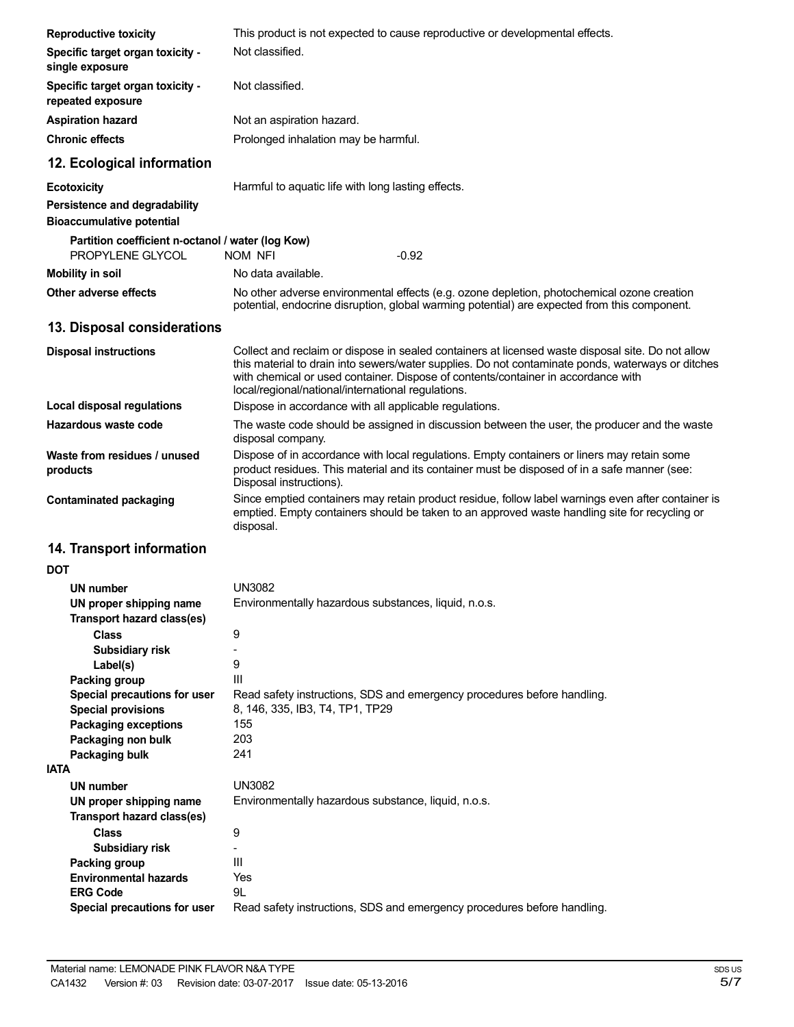| | |
|---|---|
| **Reproductive toxicity** | This product is not expected to cause reproductive or developmental effects. |
| **Specific target organ toxicity - single exposure** | Not classified. |
| **Specific target organ toxicity - repeated exposure** | Not classified. |
| **Aspiration hazard** | Not an aspiration hazard. |
| **Chronic effects** | Prolonged inhalation may be harmful. |

## 12. Ecological information

**Ecotoxicity** Harmful to aquatic life with long lasting effects.

**Persistence and degradability**

**Bioaccumulative potential**

**Partition coefficient n-octanol / water (log Kow)**

| | | |
|---|---|---|
| PROPYLENE GLYCOL | NOM NFI | -0.92 |

**Mobility in soil** No data available.

**Other adverse effects** No other adverse environmental effects (e.g. ozone depletion, photochemical ozone creation potential, endocrine disruption, global warming potential) are expected from this component.

## 13. Disposal considerations

| | |
|---|---|
| **Disposal instructions** | Collect and reclaim or dispose in sealed containers at licensed waste disposal site. Do not allow this material to drain into sewers/water supplies. Do not contaminate ponds, waterways or ditches with chemical or used container. Dispose of contents/container in accordance with local/regional/national/international regulations. |
| **Local disposal regulations** | Dispose in accordance with all applicable regulations. |
| **Hazardous waste code** | The waste code should be assigned in discussion between the user, the producer and the waste disposal company. |
| **Waste from residues / unused products** | Dispose of in accordance with local regulations. Empty containers or liners may retain some product residues. This material and its container must be disposed of in a safe manner (see: Disposal instructions). |
| **Contaminated packaging** | Since emptied containers may retain product residue, follow label warnings even after container is emptied. Empty containers should be taken to an approved waste handling site for recycling or disposal. |

## 14. Transport information

**DOT**

| | |
|---|---|
| **UN number** | UN3082 |
| **UN proper shipping name** | Environmentally hazardous substances, liquid, n.o.s. |
| **Transport hazard class(es)** | |
| **Class** | 9 |
| **Subsidiary risk** | - |
| **Label(s)** | 9 |
| **Packing group** | III |
| **Special precautions for user** | Read safety instructions, SDS and emergency procedures before handling. |
| **Special provisions** | 8, 146, 335, IB3, T4, TP1, TP29 |
| **Packaging exceptions** | 155 |
| **Packaging non bulk** | 203 |
| **Packaging bulk** | 241 |

**IATA**

| | |
|---|---|
| **UN number** | UN3082 |
| **UN proper shipping name** | Environmentally hazardous substance, liquid, n.o.s. |
| **Transport hazard class(es)** | |
| **Class** | 9 |
| **Subsidiary risk** | - |
| **Packing group** | III |
| **Environmental hazards** | Yes |
| **ERG Code** | 9L |
| **Special precautions for user** | Read safety instructions, SDS and emergency procedures before handling. |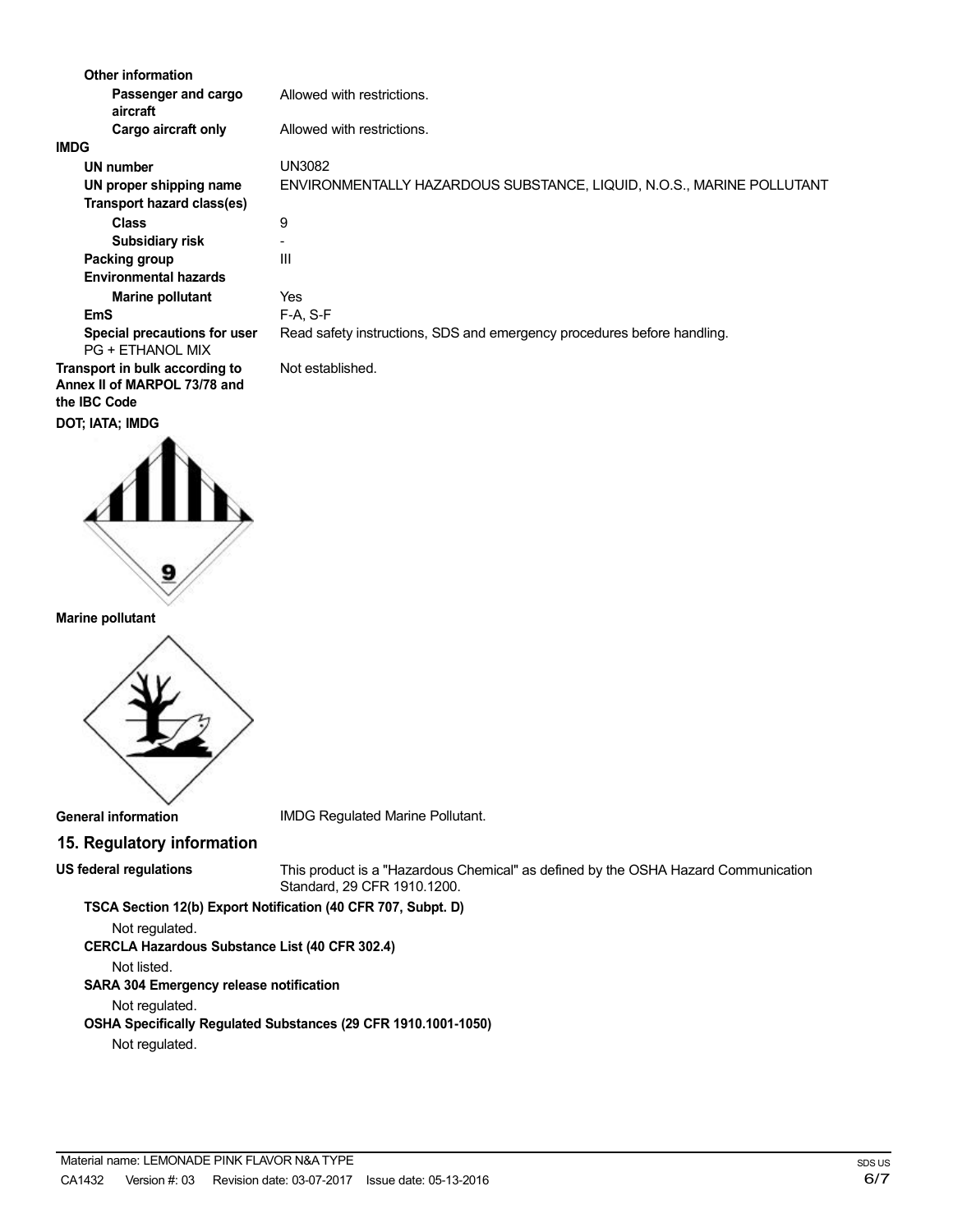**Other information**

| | |
|---|---|
| **Passenger and cargo aircraft** | Allowed with restrictions. |
| **Cargo aircraft only** | Allowed with restrictions. |

**IMDG**

| | |
|---|---|
| **UN number** | UN3082 |
| **UN proper shipping name** | ENVIRONMENTALLY HAZARDOUS SUBSTANCE, LIQUID, N.O.S., MARINE POLLUTANT |
| **Transport hazard class(es)** | |
| **Class** | 9 |
| **Subsidiary risk** | - |
| **Packing group** | III |
| **Environmental hazards** | |
| **Marine pollutant** | Yes |
| **EmS** | F-A, S-F |
| **Special precautions for user** PG + ETHANOL MIX | Read safety instructions, SDS and emergency procedures before handling. |

| | |
|---|---|
| **Transport in bulk according to Annex II of MARPOL 73/78 and the IBC Code** | Not established. |

**DOT; IATA; IMDG**

**Marine pollutant**

**General information** IMDG Regulated Marine Pollutant.

## 15. Regulatory information

**US federal regulations** This product is a "Hazardous Chemical" as defined by the OSHA Hazard Communication Standard, 29 CFR 1910.1200.

**TSCA Section 12(b) Export Notification (40 CFR 707, Subpt. D)**

Not regulated.

**CERCLA Hazardous Substance List (40 CFR 302.4)**

Not listed.

**SARA 304 Emergency release notification**

Not regulated.

**OSHA Specifically Regulated Substances (29 CFR 1910.1001-1050)**

Not regulated.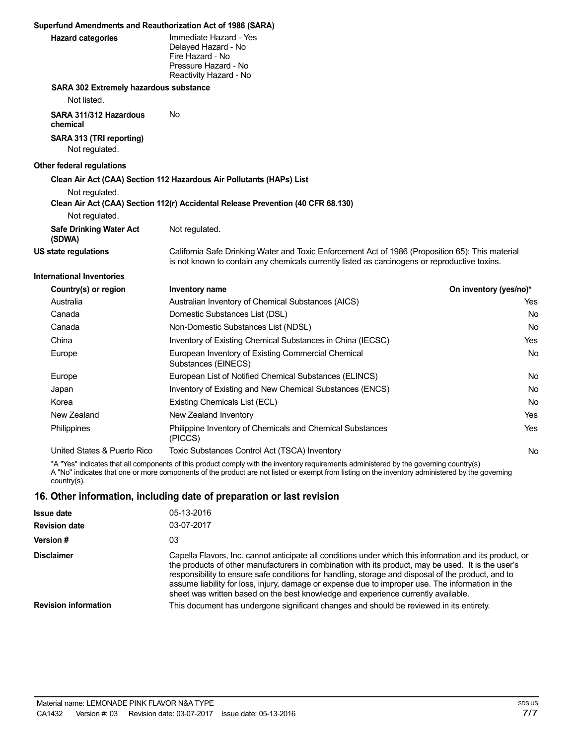**Superfund Amendments and Reauthorization Act of 1986 (SARA)**

**Hazard categories**

Immediate Hazard - Yes
Delayed Hazard - No
Fire Hazard - No
Pressure Hazard - No
Reactivity Hazard - No

**SARA 302 Extremely hazardous substance**

Not listed.

**SARA 311/312 Hazardous chemical** No

**SARA 313 (TRI reporting)**

Not regulated.

**Other federal regulations**

**Clean Air Act (CAA) Section 112 Hazardous Air Pollutants (HAPs) List**

Not regulated.

**Clean Air Act (CAA) Section 112(r) Accidental Release Prevention (40 CFR 68.130)**

Not regulated.

**Safe Drinking Water Act (SDWA)** Not regulated.

**US state regulations** California Safe Drinking Water and Toxic Enforcement Act of 1986 (Proposition 65): This material is not known to contain any chemicals currently listed as carcinogens or reproductive toxins.

**International Inventories**

| Country(s) or region | Inventory name | On inventory (yes/no)* |
| --- | --- | --- |
| Australia | Australian Inventory of Chemical Substances (AICS) | Yes |
| Canada | Domestic Substances List (DSL) | No |
| Canada | Non-Domestic Substances List (NDSL) | No |
| China | Inventory of Existing Chemical Substances in China (IECSC) | Yes |
| Europe | European Inventory of Existing Commercial Chemical Substances (EINECS) | No |
| Europe | European List of Notified Chemical Substances (ELINCS) | No |
| Japan | Inventory of Existing and New Chemical Substances (ENCS) | No |
| Korea | Existing Chemicals List (ECL) | No |
| New Zealand | New Zealand Inventory | Yes |
| Philippines | Philippine Inventory of Chemicals and Chemical Substances (PICCS) | Yes |
| United States & Puerto Rico | Toxic Substances Control Act (TSCA) Inventory | No |

*A "Yes" indicates that all components of this product comply with the inventory requirements administered by the governing country(s)
A "No" indicates that one or more components of the product are not listed or exempt from listing on the inventory administered by the governing country(s).

## 16. Other information, including date of preparation or last revision

**Issue date** 05-13-2016

**Revision date** 03-07-2017

**Version #** 03

**Disclaimer** Capella Flavors, Inc. cannot anticipate all conditions under which this information and its product, or the products of other manufacturers in combination with its product, may be used. It is the user's responsibility to ensure safe conditions for handling, storage and disposal of the product, and to assume liability for loss, injury, damage or expense due to improper use. The information in the sheet was written based on the best knowledge and experience currently available.

**Revision information** This document has undergone significant changes and should be reviewed in its entirety.